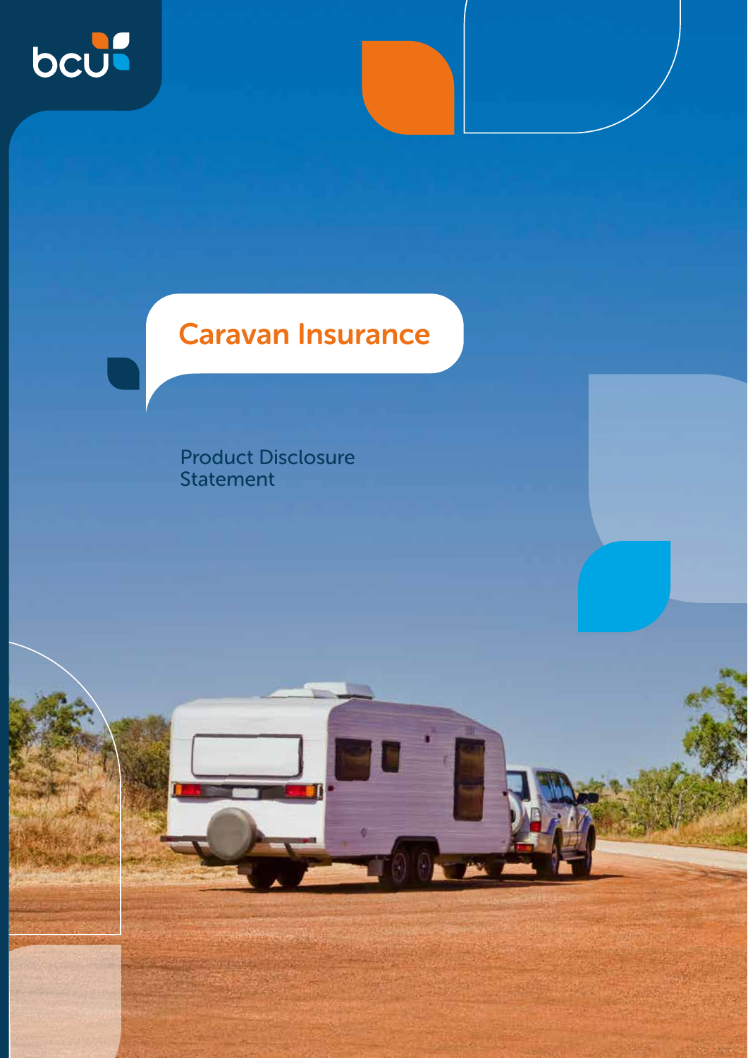bcu

# Caravan Insurance

Product Disclosure Statement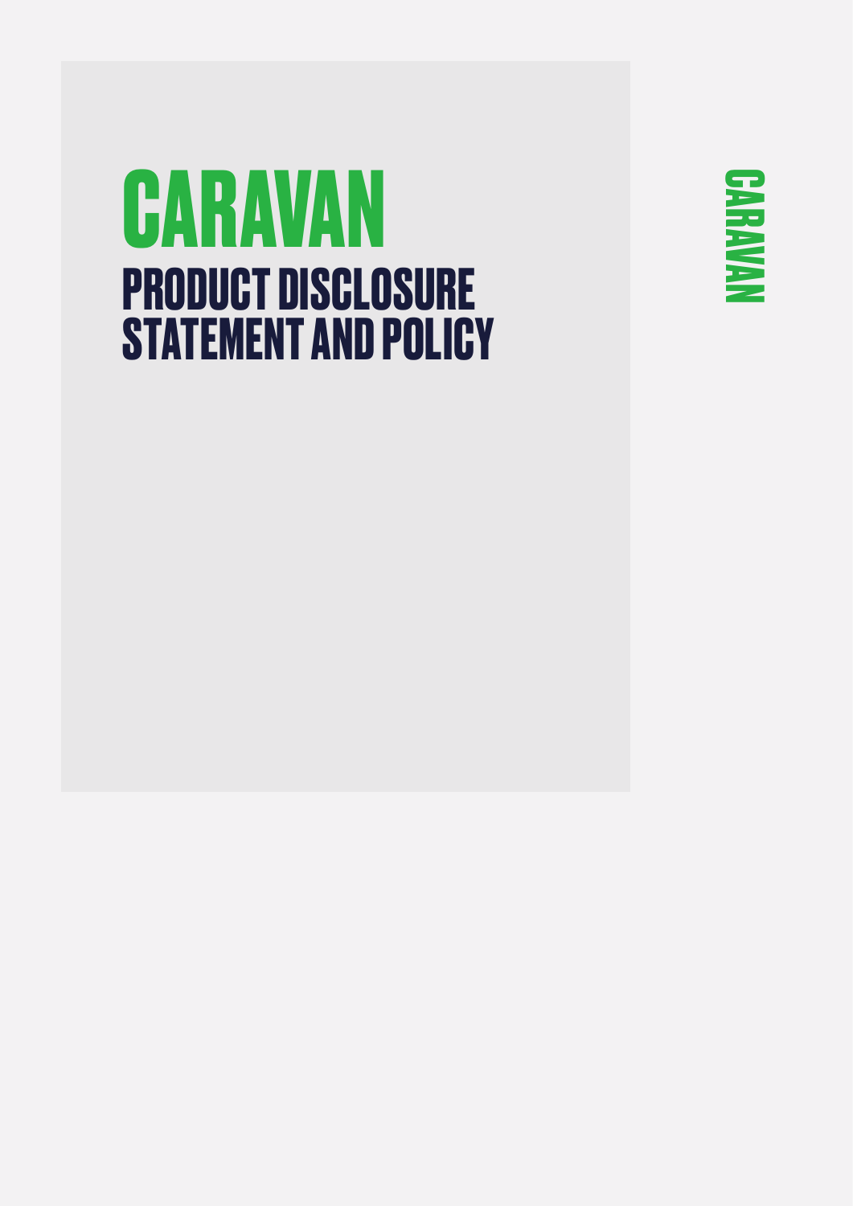# CARAVAN

## PRODUCT DISCLOSURE STATEMENT AND POLICY

CARAVAN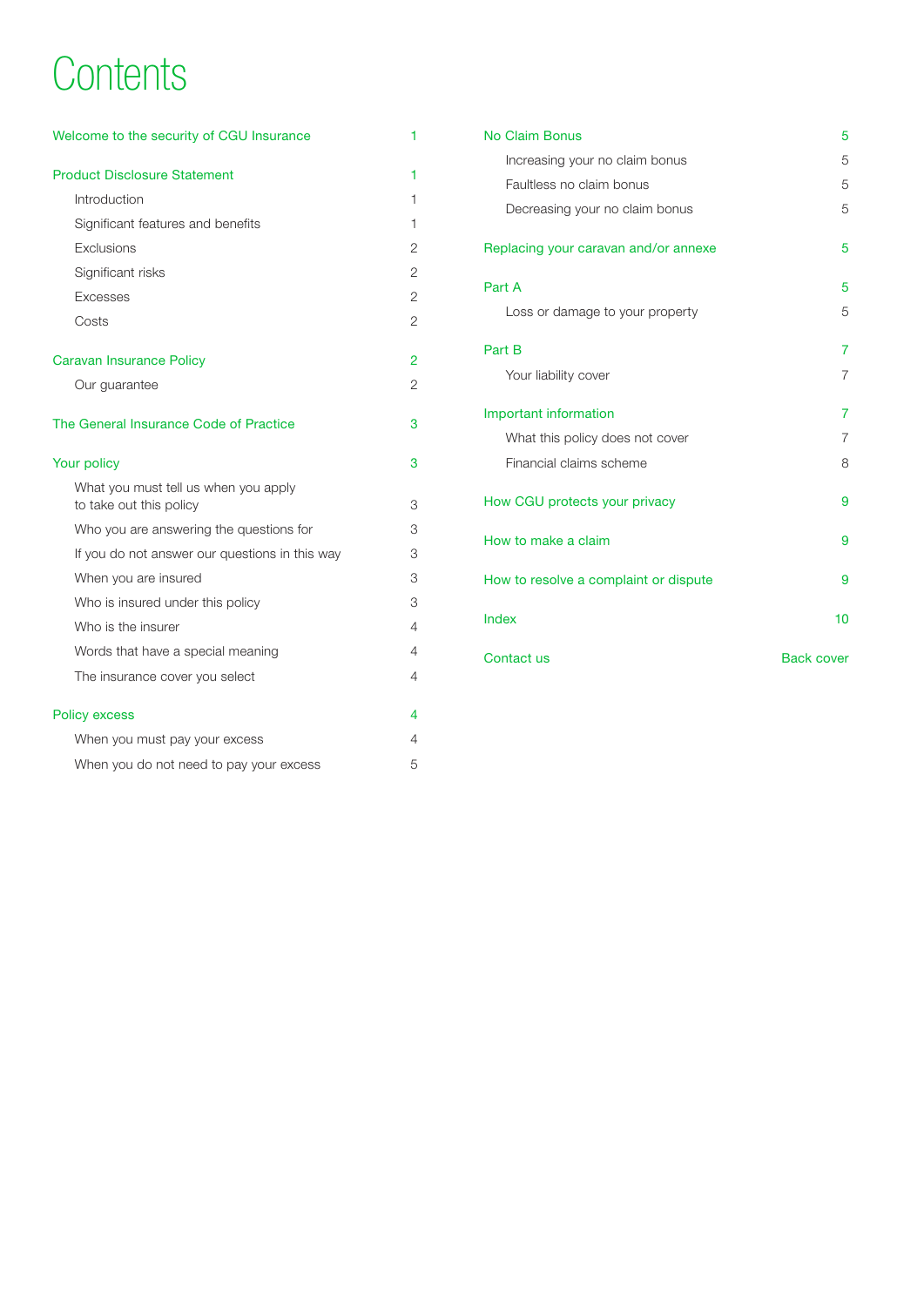# Contents

| | |
|---|---|
| **Welcome to the security of CGU Insurance** | **1** |
| **Product Disclosure Statement** | **1** |
| Introduction | 1 |
| Significant features and benefits | 1 |
| Exclusions | 2 |
| Significant risks | 2 |
| Excesses | 2 |
| Costs | 2 |
| **Caravan Insurance Policy** | **2** |
| Our guarantee | 2 |
| **The General Insurance Code of Practice** | **3** |
| **Your policy** | **3** |
| What you must tell us when you apply to take out this policy | 3 |
| Who you are answering the questions for | 3 |
| If you do not answer our questions in this way | 3 |
| When you are insured | 3 |
| Who is insured under this policy | 3 |
| Who is the insurer | 4 |
| Words that have a special meaning | 4 |
| The insurance cover you select | 4 |
| **Policy excess** | **4** |
| When you must pay your excess | 4 |
| When you do not need to pay your excess | 5 |
| **No Claim Bonus** | **5** |
| Increasing your no claim bonus | 5 |
| Faultless no claim bonus | 5 |
| Decreasing your no claim bonus | 5 |
| **Replacing your caravan and/or annexe** | **5** |
| **Part A** | **5** |
| Loss or damage to your property | 5 |
| **Part B** | **7** |
| Your liability cover | 7 |
| **Important information** | **7** |
| What this policy does not cover | 7 |
| Financial claims scheme | 8 |
| **How CGU protects your privacy** | **9** |
| **How to make a claim** | **9** |
| **How to resolve a complaint or dispute** | **9** |
| **Index** | **10** |
| **Contact us** | **Back cover** |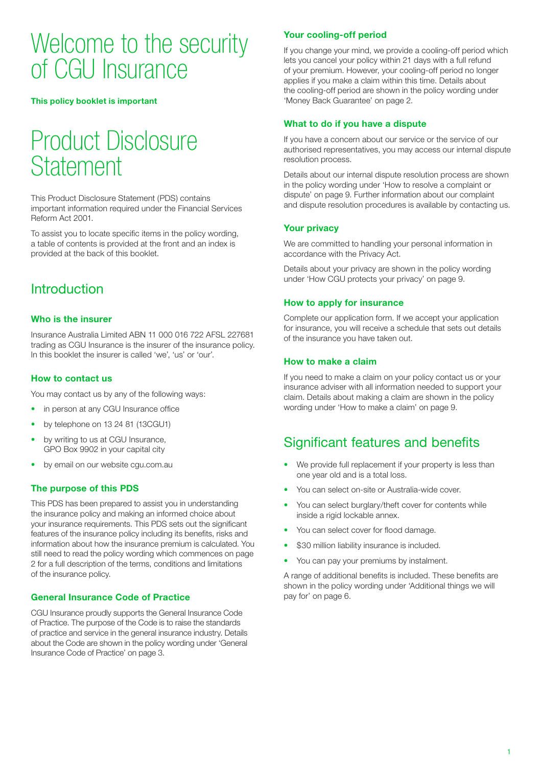# Welcome to the security of CGU Insurance

**This policy booklet is important**

# Product Disclosure Statement

This Product Disclosure Statement (PDS) contains important information required under the Financial Services Reform Act 2001.

To assist you to locate specific items in the policy wording, a table of contents is provided at the front and an index is provided at the back of this booklet.

## Introduction

### Who is the insurer

Insurance Australia Limited ABN 11 000 016 722 AFSL 227681 trading as CGU Insurance is the insurer of the insurance policy. In this booklet the insurer is called 'we', 'us' or 'our'.

### How to contact us

You may contact us by any of the following ways:

- in person at any CGU Insurance office
- by telephone on 13 24 81 (13CGU1)
- by writing to us at CGU Insurance, GPO Box 9902 in your capital city
- by email on our website cgu.com.au

### The purpose of this PDS

This PDS has been prepared to assist you in understanding the insurance policy and making an informed choice about your insurance requirements. This PDS sets out the significant features of the insurance policy including its benefits, risks and information about how the insurance premium is calculated. You still need to read the policy wording which commences on page 2 for a full description of the terms, conditions and limitations of the insurance policy.

### General Insurance Code of Practice

CGU Insurance proudly supports the General Insurance Code of Practice. The purpose of the Code is to raise the standards of practice and service in the general insurance industry. Details about the Code are shown in the policy wording under 'General Insurance Code of Practice' on page 3.

### Your cooling-off period

If you change your mind, we provide a cooling-off period which lets you cancel your policy within 21 days with a full refund of your premium. However, your cooling-off period no longer applies if you make a claim within this time. Details about the cooling-off period are shown in the policy wording under 'Money Back Guarantee' on page 2.

### What to do if you have a dispute

If you have a concern about our service or the service of our authorised representatives, you may access our internal dispute resolution process.

Details about our internal dispute resolution process are shown in the policy wording under 'How to resolve a complaint or dispute' on page 9. Further information about our complaint and dispute resolution procedures is available by contacting us.

### Your privacy

We are committed to handling your personal information in accordance with the Privacy Act.

Details about your privacy are shown in the policy wording under 'How CGU protects your privacy' on page 9.

### How to apply for insurance

Complete our application form. If we accept your application for insurance, you will receive a schedule that sets out details of the insurance you have taken out.

### How to make a claim

If you need to make a claim on your policy contact us or your insurance adviser with all information needed to support your claim. Details about making a claim are shown in the policy wording under 'How to make a claim' on page 9.

## Significant features and benefits

- We provide full replacement if your property is less than one year old and is a total loss.
- You can select on-site or Australia-wide cover.
- You can select burglary/theft cover for contents while inside a rigid lockable annex.
- You can select cover for flood damage.
- $30 million liability insurance is included.
- You can pay your premiums by instalment.

A range of additional benefits is included. These benefits are shown in the policy wording under 'Additional things we will pay for' on page 6.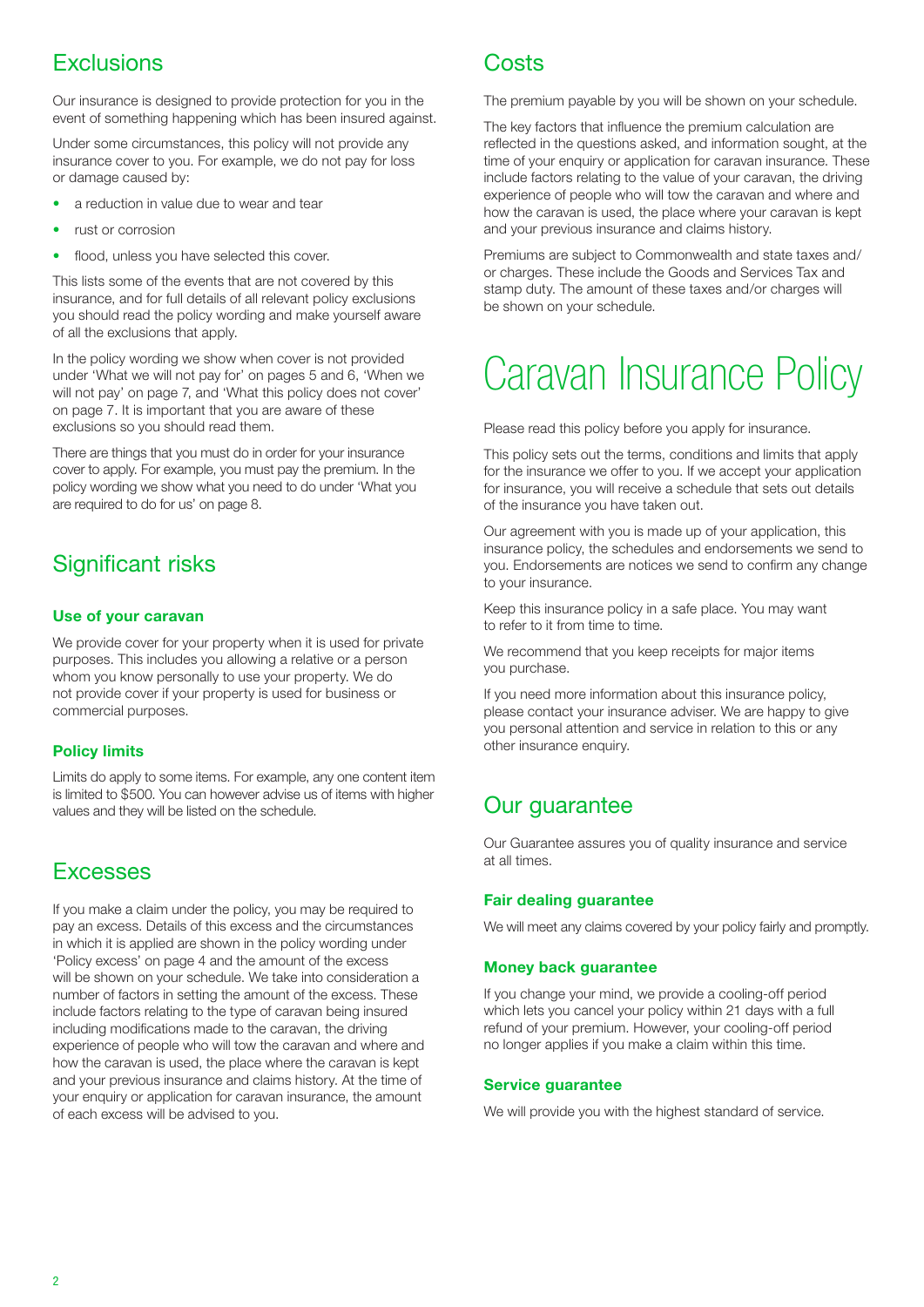## Exclusions

Our insurance is designed to provide protection for you in the event of something happening which has been insured against.

Under some circumstances, this policy will not provide any insurance cover to you. For example, we do not pay for loss or damage caused by:

- a reduction in value due to wear and tear
- rust or corrosion
- flood, unless you have selected this cover.

This lists some of the events that are not covered by this insurance, and for full details of all relevant policy exclusions you should read the policy wording and make yourself aware of all the exclusions that apply.

In the policy wording we show when cover is not provided under 'What we will not pay for' on pages 5 and 6, 'When we will not pay' on page 7, and 'What this policy does not cover' on page 7. It is important that you are aware of these exclusions so you should read them.

There are things that you must do in order for your insurance cover to apply. For example, you must pay the premium. In the policy wording we show what you need to do under 'What you are required to do for us' on page 8.

## Significant risks

### Use of your caravan

We provide cover for your property when it is used for private purposes. This includes you allowing a relative or a person whom you know personally to use your property. We do not provide cover if your property is used for business or commercial purposes.

### Policy limits

Limits do apply to some items. For example, any one content item is limited to $500. You can however advise us of items with higher values and they will be listed on the schedule.

## Excesses

If you make a claim under the policy, you may be required to pay an excess. Details of this excess and the circumstances in which it is applied are shown in the policy wording under 'Policy excess' on page 4 and the amount of the excess will be shown on your schedule. We take into consideration a number of factors in setting the amount of the excess. These include factors relating to the type of caravan being insured including modifications made to the caravan, the driving experience of people who will tow the caravan and where and how the caravan is used, the place where the caravan is kept and your previous insurance and claims history. At the time of your enquiry or application for caravan insurance, the amount of each excess will be advised to you.

## Costs

The premium payable by you will be shown on your schedule.

The key factors that influence the premium calculation are reflected in the questions asked, and information sought, at the time of your enquiry or application for caravan insurance. These include factors relating to the value of your caravan, the driving experience of people who will tow the caravan and where and how the caravan is used, the place where your caravan is kept and your previous insurance and claims history.

Premiums are subject to Commonwealth and state taxes and/or charges. These include the Goods and Services Tax and stamp duty. The amount of these taxes and/or charges will be shown on your schedule.

# Caravan Insurance Policy

Please read this policy before you apply for insurance.

This policy sets out the terms, conditions and limits that apply for the insurance we offer to you. If we accept your application for insurance, you will receive a schedule that sets out details of the insurance you have taken out.

Our agreement with you is made up of your application, this insurance policy, the schedules and endorsements we send to you. Endorsements are notices we send to confirm any change to your insurance.

Keep this insurance policy in a safe place. You may want to refer to it from time to time.

We recommend that you keep receipts for major items you purchase.

If you need more information about this insurance policy, please contact your insurance adviser. We are happy to give you personal attention and service in relation to this or any other insurance enquiry.

## Our guarantee

Our Guarantee assures you of quality insurance and service at all times.

### Fair dealing guarantee

We will meet any claims covered by your policy fairly and promptly.

### Money back guarantee

If you change your mind, we provide a cooling-off period which lets you cancel your policy within 21 days with a full refund of your premium. However, your cooling-off period no longer applies if you make a claim within this time.

### Service guarantee

We will provide you with the highest standard of service.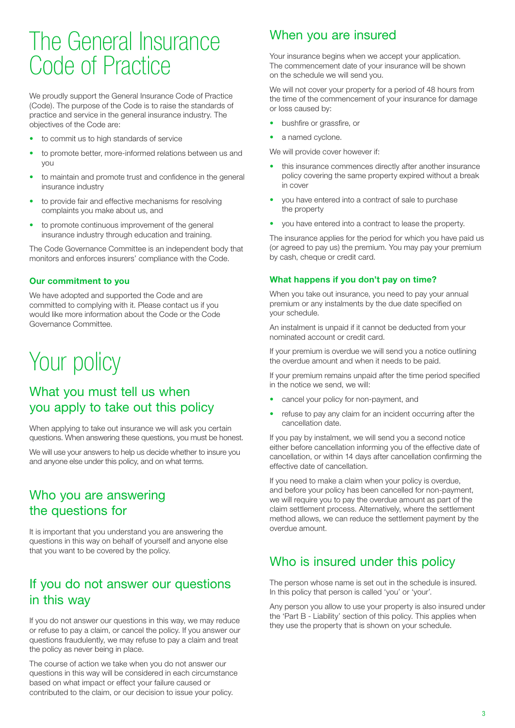# The General Insurance Code of Practice

We proudly support the General Insurance Code of Practice (Code). The purpose of the Code is to raise the standards of practice and service in the general insurance industry. The objectives of the Code are:

- to commit us to high standards of service
- to promote better, more-informed relations between us and you
- to maintain and promote trust and confidence in the general insurance industry
- to provide fair and effective mechanisms for resolving complaints you make about us, and
- to promote continuous improvement of the general insurance industry through education and training.

The Code Governance Committee is an independent body that monitors and enforces insurers' compliance with the Code.

### Our commitment to you

We have adopted and supported the Code and are committed to complying with it. Please contact us if you would like more information about the Code or the Code Governance Committee.

# Your policy

## What you must tell us when you apply to take out this policy

When applying to take out insurance we will ask you certain questions. When answering these questions, you must be honest.

We will use your answers to help us decide whether to insure you and anyone else under this policy, and on what terms.

## Who you are answering the questions for

It is important that you understand you are answering the questions in this way on behalf of yourself and anyone else that you want to be covered by the policy.

## If you do not answer our questions in this way

If you do not answer our questions in this way, we may reduce or refuse to pay a claim, or cancel the policy. If you answer our questions fraudulently, we may refuse to pay a claim and treat the policy as never being in place.

The course of action we take when you do not answer our questions in this way will be considered in each circumstance based on what impact or effect your failure caused or contributed to the claim, or our decision to issue your policy.

## When you are insured

Your insurance begins when we accept your application. The commencement date of your insurance will be shown on the schedule we will send you.

We will not cover your property for a period of 48 hours from the time of the commencement of your insurance for damage or loss caused by:

- bushfire or grassfire, or
- a named cyclone.

We will provide cover however if:

- this insurance commences directly after another insurance policy covering the same property expired without a break in cover
- you have entered into a contract of sale to purchase the property
- you have entered into a contract to lease the property.

The insurance applies for the period for which you have paid us (or agreed to pay us) the premium. You may pay your premium by cash, cheque or credit card.

### What happens if you don't pay on time?

When you take out insurance, you need to pay your annual premium or any instalments by the due date specified on your schedule.

An instalment is unpaid if it cannot be deducted from your nominated account or credit card.

If your premium is overdue we will send you a notice outlining the overdue amount and when it needs to be paid.

If your premium remains unpaid after the time period specified in the notice we send, we will:

- cancel your policy for non-payment, and
- refuse to pay any claim for an incident occurring after the cancellation date.

If you pay by instalment, we will send you a second notice either before cancellation informing you of the effective date of cancellation, or within 14 days after cancellation confirming the effective date of cancellation.

If you need to make a claim when your policy is overdue, and before your policy has been cancelled for non-payment, we will require you to pay the overdue amount as part of the claim settlement process. Alternatively, where the settlement method allows, we can reduce the settlement payment by the overdue amount.

## Who is insured under this policy

The person whose name is set out in the schedule is insured. In this policy that person is called 'you' or 'your'.

Any person you allow to use your property is also insured under the 'Part B - Liability' section of this policy. This applies when they use the property that is shown on your schedule.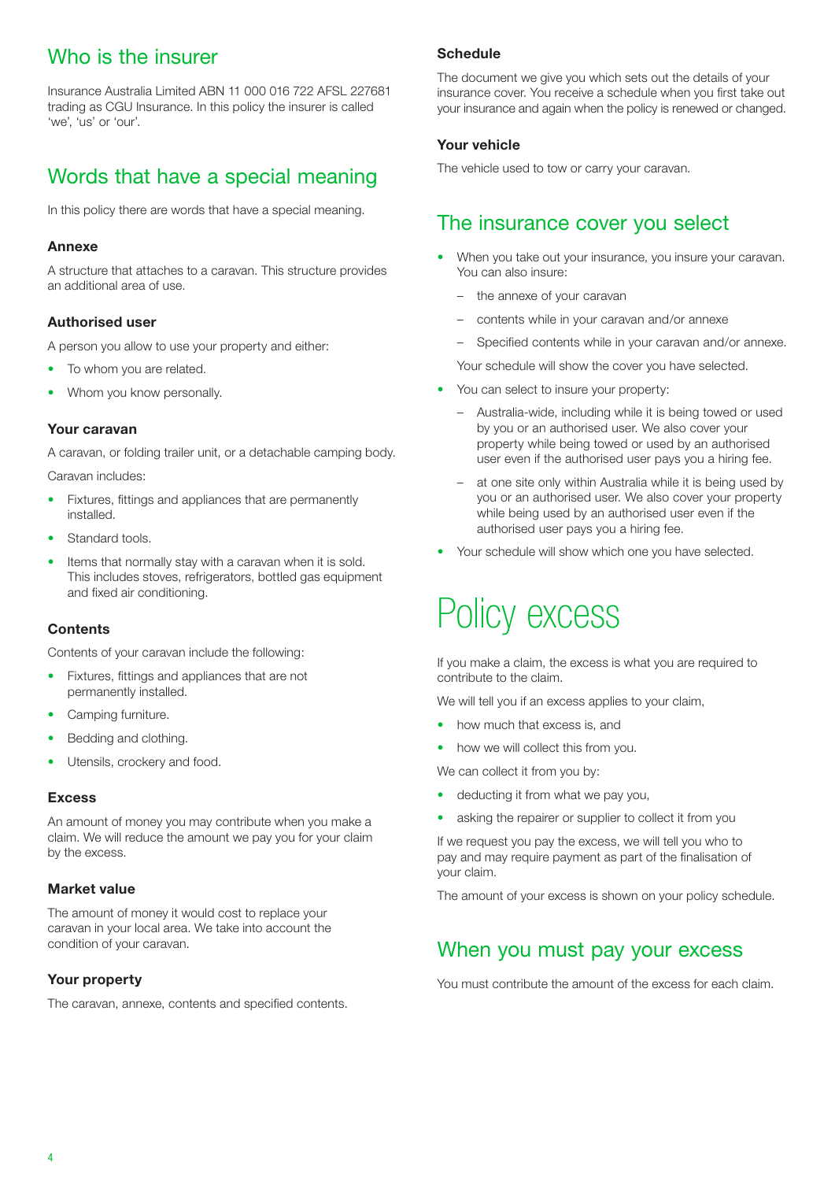## Who is the insurer

Insurance Australia Limited ABN 11 000 016 722 AFSL 227681 trading as CGU Insurance. In this policy the insurer is called 'we', 'us' or 'our'.

## Words that have a special meaning

In this policy there are words that have a special meaning.

### Annexe

A structure that attaches to a caravan. This structure provides an additional area of use.

### Authorised user

A person you allow to use your property and either:

- To whom you are related.
- Whom you know personally.

### Your caravan

A caravan, or folding trailer unit, or a detachable camping body.

Caravan includes:

- Fixtures, fittings and appliances that are permanently installed.
- Standard tools.
- Items that normally stay with a caravan when it is sold. This includes stoves, refrigerators, bottled gas equipment and fixed air conditioning.

### Contents

Contents of your caravan include the following:

- Fixtures, fittings and appliances that are not permanently installed.
- Camping furniture.
- Bedding and clothing.
- Utensils, crockery and food.

### Excess

An amount of money you may contribute when you make a claim. We will reduce the amount we pay you for your claim by the excess.

### Market value

The amount of money it would cost to replace your caravan in your local area. We take into account the condition of your caravan.

### Your property

The caravan, annexe, contents and specified contents.

### Schedule

The document we give you which sets out the details of your insurance cover. You receive a schedule when you first take out your insurance and again when the policy is renewed or changed.

### Your vehicle

The vehicle used to tow or carry your caravan.

## The insurance cover you select

- When you take out your insurance, you insure your caravan. You can also insure:
  - the annexe of your caravan
  - contents while in your caravan and/or annexe
  - Specified contents while in your caravan and/or annexe.

  Your schedule will show the cover you have selected.
- You can select to insure your property:
  - Australia-wide, including while it is being towed or used by you or an authorised user. We also cover your property while being towed or used by an authorised user even if the authorised user pays you a hiring fee.
  - at one site only within Australia while it is being used by you or an authorised user. We also cover your property while being used by an authorised user even if the authorised user pays you a hiring fee.
- Your schedule will show which one you have selected.

# Policy excess

If you make a claim, the excess is what you are required to contribute to the claim.

We will tell you if an excess applies to your claim,

- how much that excess is, and
- how we will collect this from you.

We can collect it from you by:

- deducting it from what we pay you,
- asking the repairer or supplier to collect it from you

If we request you pay the excess, we will tell you who to pay and may require payment as part of the finalisation of your claim.

The amount of your excess is shown on your policy schedule.

## When you must pay your excess

You must contribute the amount of the excess for each claim.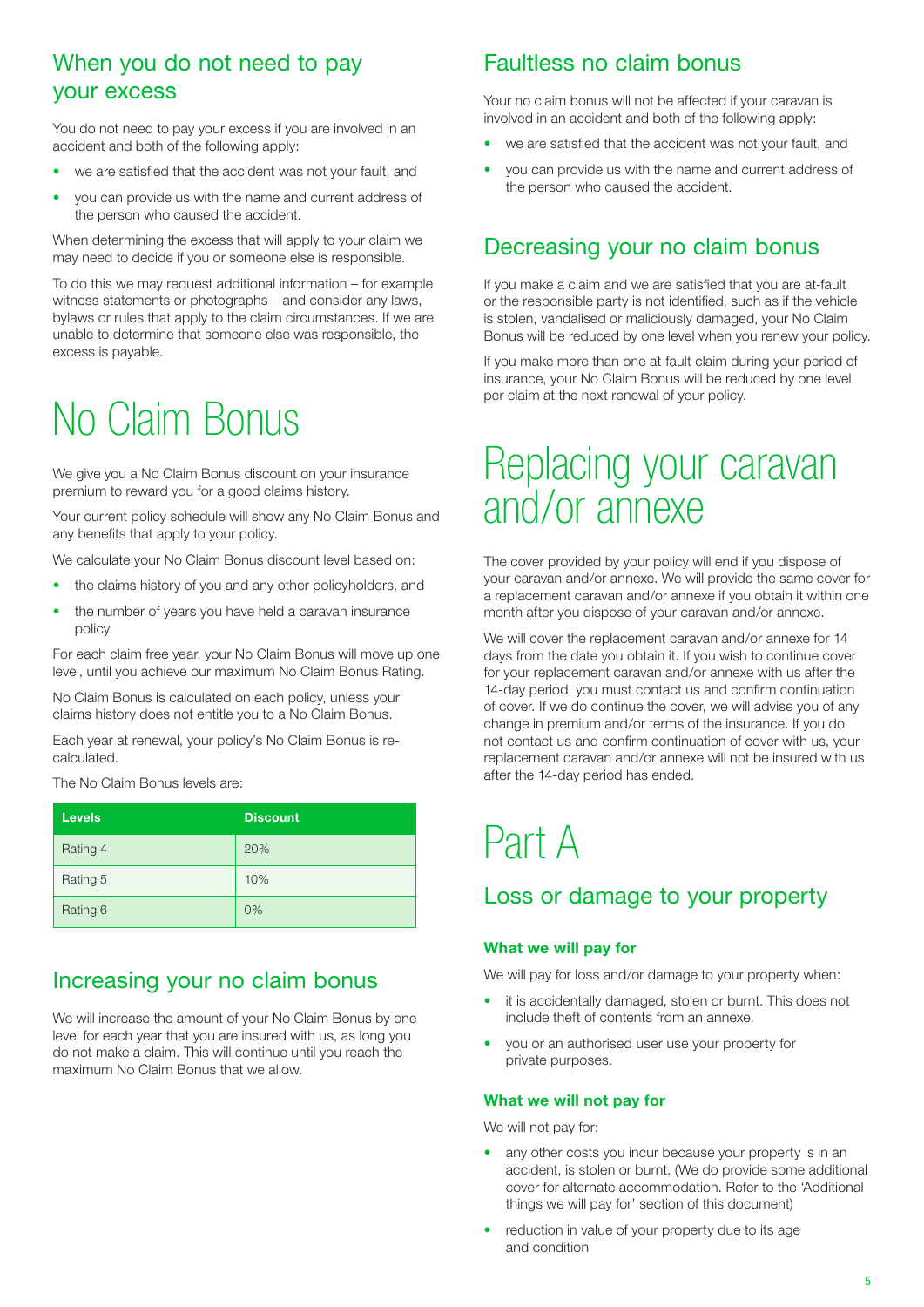## When you do not need to pay your excess

You do not need to pay your excess if you are involved in an accident and both of the following apply:

- we are satisfied that the accident was not your fault, and
- you can provide us with the name and current address of the person who caused the accident.

When determining the excess that will apply to your claim we may need to decide if you or someone else is responsible.

To do this we may request additional information – for example witness statements or photographs – and consider any laws, bylaws or rules that apply to the claim circumstances. If we are unable to determine that someone else was responsible, the excess is payable.

# No Claim Bonus

We give you a No Claim Bonus discount on your insurance premium to reward you for a good claims history.

Your current policy schedule will show any No Claim Bonus and any benefits that apply to your policy.

We calculate your No Claim Bonus discount level based on:

- the claims history of you and any other policyholders, and
- the number of years you have held a caravan insurance policy.

For each claim free year, your No Claim Bonus will move up one level, until you achieve our maximum No Claim Bonus Rating.

No Claim Bonus is calculated on each policy, unless your claims history does not entitle you to a No Claim Bonus.

Each year at renewal, your policy's No Claim Bonus is re-calculated.

The No Claim Bonus levels are:

| Levels | Discount |
|---|---|
| Rating 4 | 20% |
| Rating 5 | 10% |
| Rating 6 | 0% |

## Increasing your no claim bonus

We will increase the amount of your No Claim Bonus by one level for each year that you are insured with us, as long you do not make a claim. This will continue until you reach the maximum No Claim Bonus that we allow.

## Faultless no claim bonus

Your no claim bonus will not be affected if your caravan is involved in an accident and both of the following apply:

- we are satisfied that the accident was not your fault, and
- you can provide us with the name and current address of the person who caused the accident.

## Decreasing your no claim bonus

If you make a claim and we are satisfied that you are at-fault or the responsible party is not identified, such as if the vehicle is stolen, vandalised or maliciously damaged, your No Claim Bonus will be reduced by one level when you renew your policy.

If you make more than one at-fault claim during your period of insurance, your No Claim Bonus will be reduced by one level per claim at the next renewal of your policy.

# Replacing your caravan and/or annexe

The cover provided by your policy will end if you dispose of your caravan and/or annexe. We will provide the same cover for a replacement caravan and/or annexe if you obtain it within one month after you dispose of your caravan and/or annexe.

We will cover the replacement caravan and/or annexe for 14 days from the date you obtain it. If you wish to continue cover for your replacement caravan and/or annexe with us after the 14-day period, you must contact us and confirm continuation of cover. If we do continue the cover, we will advise you of any change in premium and/or terms of the insurance. If you do not contact us and confirm continuation of cover with us, your replacement caravan and/or annexe will not be insured with us after the 14-day period has ended.

# Part A

## Loss or damage to your property

### What we will pay for

We will pay for loss and/or damage to your property when:

- it is accidentally damaged, stolen or burnt. This does not include theft of contents from an annexe.
- you or an authorised user use your property for private purposes.

### What we will not pay for

We will not pay for:

- any other costs you incur because your property is in an accident, is stolen or burnt. (We do provide some additional cover for alternate accommodation. Refer to the 'Additional things we will pay for' section of this document)
- reduction in value of your property due to its age and condition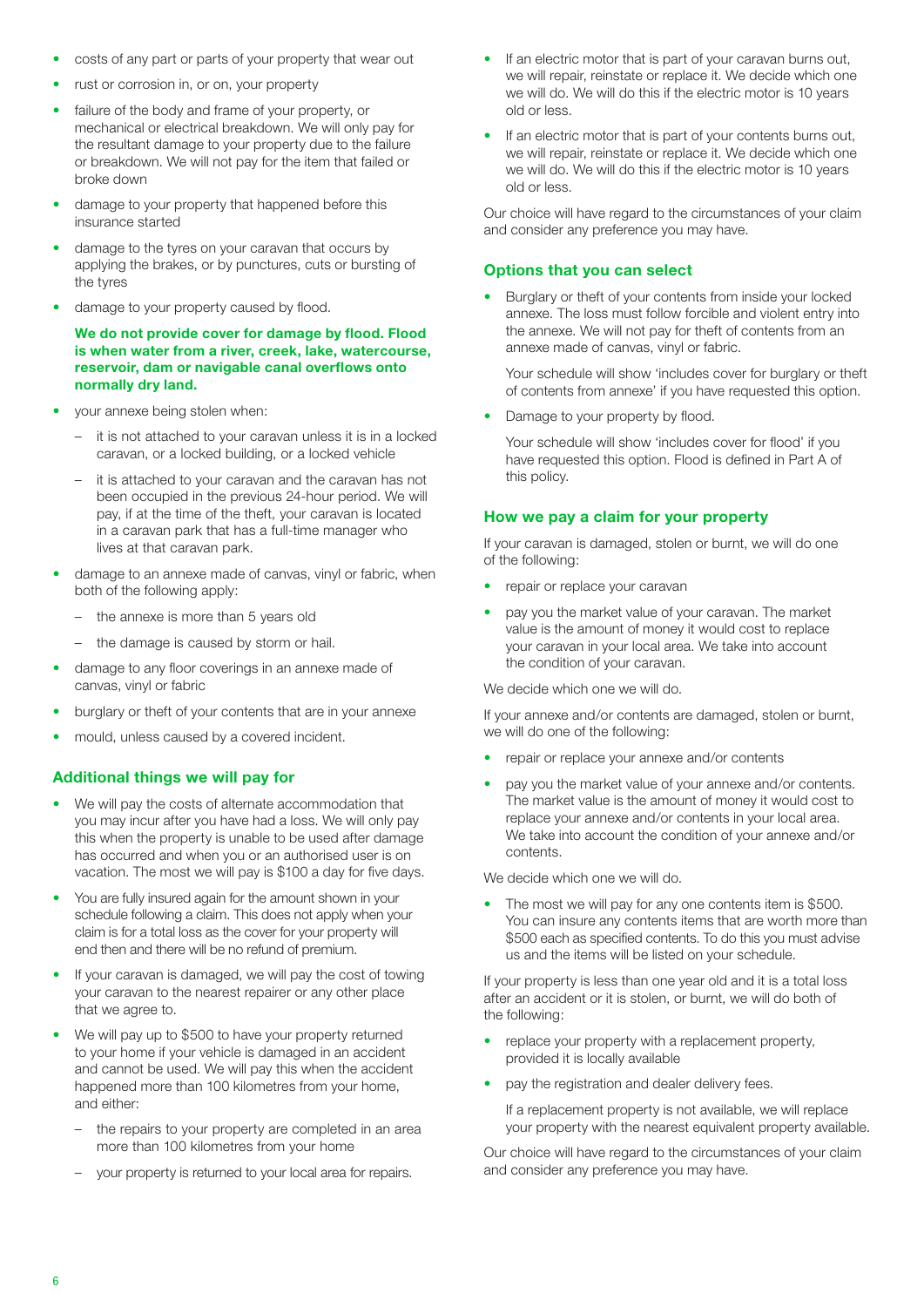- costs of any part or parts of your property that wear out
- rust or corrosion in, or on, your property
- failure of the body and frame of your property, or mechanical or electrical breakdown. We will only pay for the resultant damage to your property due to the failure or breakdown. We will not pay for the item that failed or broke down
- damage to your property that happened before this insurance started
- damage to the tyres on your caravan that occurs by applying the brakes, or by punctures, cuts or bursting of the tyres
- damage to your property caused by flood.

  **We do not provide cover for damage by flood. Flood is when water from a river, creek, lake, watercourse, reservoir, dam or navigable canal overflows onto normally dry land.**
- your annexe being stolen when:
  - it is not attached to your caravan unless it is in a locked caravan, or a locked building, or a locked vehicle
  - it is attached to your caravan and the caravan has not been occupied in the previous 24-hour period. We will pay, if at the time of the theft, your caravan is located in a caravan park that has a full-time manager who lives at that caravan park.
- damage to an annexe made of canvas, vinyl or fabric, when both of the following apply:
  - the annexe is more than 5 years old
  - the damage is caused by storm or hail.
- damage to any floor coverings in an annexe made of canvas, vinyl or fabric
- burglary or theft of your contents that are in your annexe
- mould, unless caused by a covered incident.

## Additional things we will pay for

- We will pay the costs of alternate accommodation that you may incur after you have had a loss. We will only pay this when the property is unable to be used after damage has occurred and when you or an authorised user is on vacation. The most we will pay is $100 a day for five days.
- You are fully insured again for the amount shown in your schedule following a claim. This does not apply when your claim is for a total loss as the cover for your property will end then and there will be no refund of premium.
- If your caravan is damaged, we will pay the cost of towing your caravan to the nearest repairer or any other place that we agree to.
- We will pay up to $500 to have your property returned to your home if your vehicle is damaged in an accident and cannot be used. We will pay this when the accident happened more than 100 kilometres from your home, and either:
  - the repairs to your property are completed in an area more than 100 kilometres from your home
  - your property is returned to your local area for repairs.
- If an electric motor that is part of your caravan burns out, we will repair, reinstate or replace it. We decide which one we will do. We will do this if the electric motor is 10 years old or less.
- If an electric motor that is part of your contents burns out, we will repair, reinstate or replace it. We decide which one we will do. We will do this if the electric motor is 10 years old or less.

Our choice will have regard to the circumstances of your claim and consider any preference you may have.

## Options that you can select

- Burglary or theft of your contents from inside your locked annexe. The loss must follow forcible and violent entry into the annexe. We will not pay for theft of contents from an annexe made of canvas, vinyl or fabric.

  Your schedule will show 'includes cover for burglary or theft of contents from annexe' if you have requested this option.
- Damage to your property by flood.

  Your schedule will show 'includes cover for flood' if you have requested this option. Flood is defined in Part A of this policy.

## How we pay a claim for your property

If your caravan is damaged, stolen or burnt, we will do one of the following:

- repair or replace your caravan
- pay you the market value of your caravan. The market value is the amount of money it would cost to replace your caravan in your local area. We take into account the condition of your caravan.

We decide which one we will do.

If your annexe and/or contents are damaged, stolen or burnt, we will do one of the following:

- repair or replace your annexe and/or contents
- pay you the market value of your annexe and/or contents. The market value is the amount of money it would cost to replace your annexe and/or contents in your local area. We take into account the condition of your annexe and/or contents.

We decide which one we will do.

- The most we will pay for any one contents item is $500. You can insure any contents items that are worth more than $500 each as specified contents. To do this you must advise us and the items will be listed on your schedule.

If your property is less than one year old and it is a total loss after an accident or it is stolen, or burnt, we will do both of the following:

- replace your property with a replacement property, provided it is locally available
- pay the registration and dealer delivery fees.

  If a replacement property is not available, we will replace your property with the nearest equivalent property available.

Our choice will have regard to the circumstances of your claim and consider any preference you may have.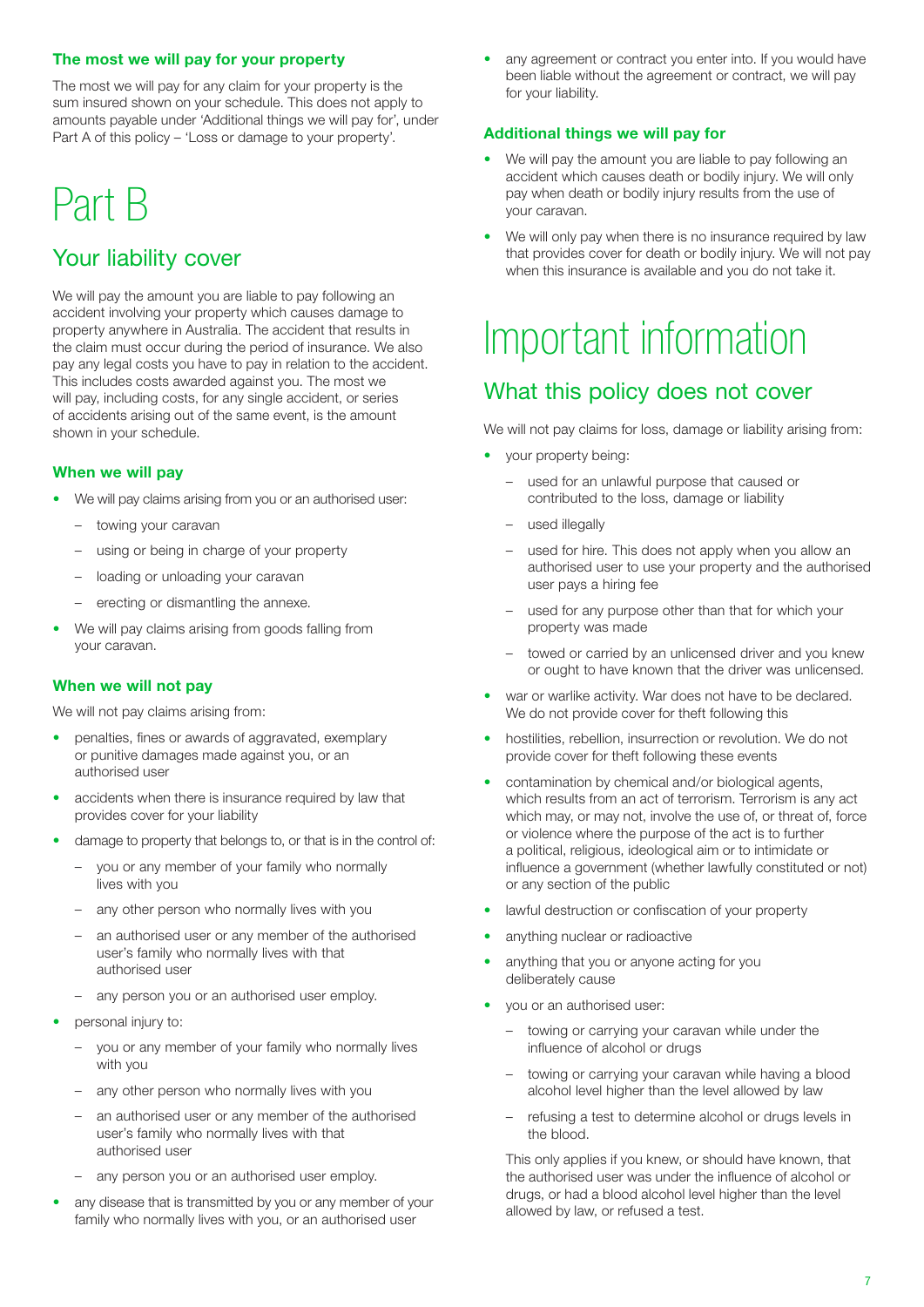### The most we will pay for your property

The most we will pay for any claim for your property is the sum insured shown on your schedule. This does not apply to amounts payable under 'Additional things we will pay for', under Part A of this policy – 'Loss or damage to your property'.

# Part B

## Your liability cover

We will pay the amount you are liable to pay following an accident involving your property which causes damage to property anywhere in Australia. The accident that results in the claim must occur during the period of insurance. We also pay any legal costs you have to pay in relation to the accident. This includes costs awarded against you. The most we will pay, including costs, for any single accident, or series of accidents arising out of the same event, is the amount shown in your schedule.

### When we will pay

- We will pay claims arising from you or an authorised user:
  - towing your caravan
  - using or being in charge of your property
  - loading or unloading your caravan
  - erecting or dismantling the annexe.
- We will pay claims arising from goods falling from your caravan.

### When we will not pay

We will not pay claims arising from:

- penalties, fines or awards of aggravated, exemplary or punitive damages made against you, or an authorised user
- accidents when there is insurance required by law that provides cover for your liability
- damage to property that belongs to, or that is in the control of:
  - you or any member of your family who normally lives with you
  - any other person who normally lives with you
  - an authorised user or any member of the authorised user's family who normally lives with that authorised user
  - any person you or an authorised user employ.
- personal injury to:
  - you or any member of your family who normally lives with you
  - any other person who normally lives with you
  - an authorised user or any member of the authorised user's family who normally lives with that authorised user
  - any person you or an authorised user employ.
- any disease that is transmitted by you or any member of your family who normally lives with you, or an authorised user
- any agreement or contract you enter into. If you would have been liable without the agreement or contract, we will pay for your liability.

### Additional things we will pay for

- We will pay the amount you are liable to pay following an accident which causes death or bodily injury. We will only pay when death or bodily injury results from the use of your caravan.
- We will only pay when there is no insurance required by law that provides cover for death or bodily injury. We will not pay when this insurance is available and you do not take it.

# Important information

## What this policy does not cover

We will not pay claims for loss, damage or liability arising from:

- your property being:
  - used for an unlawful purpose that caused or contributed to the loss, damage or liability
  - used illegally
  - used for hire. This does not apply when you allow an authorised user to use your property and the authorised user pays a hiring fee
  - used for any purpose other than that for which your property was made
  - towed or carried by an unlicensed driver and you knew or ought to have known that the driver was unlicensed.
- war or warlike activity. War does not have to be declared. We do not provide cover for theft following this
- hostilities, rebellion, insurrection or revolution. We do not provide cover for theft following these events
- contamination by chemical and/or biological agents, which results from an act of terrorism. Terrorism is any act which may, or may not, involve the use of, or threat of, force or violence where the purpose of the act is to further a political, religious, ideological aim or to intimidate or influence a government (whether lawfully constituted or not) or any section of the public
- lawful destruction or confiscation of your property
- anything nuclear or radioactive
- anything that you or anyone acting for you deliberately cause
- you or an authorised user:
  - towing or carrying your caravan while under the influence of alcohol or drugs
  - towing or carrying your caravan while having a blood alcohol level higher than the level allowed by law
  - refusing a test to determine alcohol or drugs levels in the blood.

  This only applies if you knew, or should have known, that the authorised user was under the influence of alcohol or drugs, or had a blood alcohol level higher than the level allowed by law, or refused a test.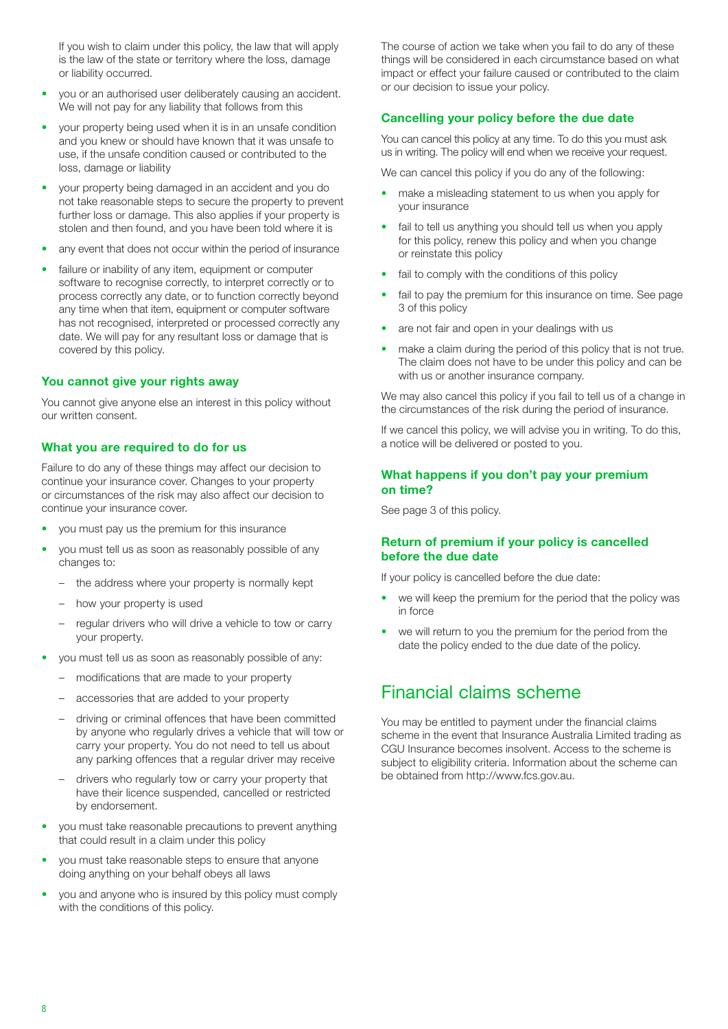If you wish to claim under this policy, the law that will apply is the law of the state or territory where the loss, damage or liability occurred.

- you or an authorised user deliberately causing an accident. We will not pay for any liability that follows from this
- your property being used when it is in an unsafe condition and you knew or should have known that it was unsafe to use, if the unsafe condition caused or contributed to the loss, damage or liability
- your property being damaged in an accident and you do not take reasonable steps to secure the property to prevent further loss or damage. This also applies if your property is stolen and then found, and you have been told where it is
- any event that does not occur within the period of insurance
- failure or inability of any item, equipment or computer software to recognise correctly, to interpret correctly or to process correctly any date, or to function correctly beyond any time when that item, equipment or computer software has not recognised, interpreted or processed correctly any date. We will pay for any resultant loss or damage that is covered by this policy.

### You cannot give your rights away

You cannot give anyone else an interest in this policy without our written consent.

### What you are required to do for us

Failure to do any of these things may affect our decision to continue your insurance cover. Changes to your property or circumstances of the risk may also affect our decision to continue your insurance cover.

- you must pay us the premium for this insurance
- you must tell us as soon as reasonably possible of any changes to:
  - the address where your property is normally kept
  - how your property is used
  - regular drivers who will drive a vehicle to tow or carry your property.
- you must tell us as soon as reasonably possible of any:
  - modifications that are made to your property
  - accessories that are added to your property
  - driving or criminal offences that have been committed by anyone who regularly drives a vehicle that will tow or carry your property. You do not need to tell us about any parking offences that a regular driver may receive
  - drivers who regularly tow or carry your property that have their licence suspended, cancelled or restricted by endorsement.
- you must take reasonable precautions to prevent anything that could result in a claim under this policy
- you must take reasonable steps to ensure that anyone doing anything on your behalf obeys all laws
- you and anyone who is insured by this policy must comply with the conditions of this policy.

The course of action we take when you fail to do any of these things will be considered in each circumstance based on what impact or effect your failure caused or contributed to the claim or our decision to issue your policy.

### Cancelling your policy before the due date

You can cancel this policy at any time. To do this you must ask us in writing. The policy will end when we receive your request.

We can cancel this policy if you do any of the following:

- make a misleading statement to us when you apply for your insurance
- fail to tell us anything you should tell us when you apply for this policy, renew this policy and when you change or reinstate this policy
- fail to comply with the conditions of this policy
- fail to pay the premium for this insurance on time. See page 3 of this policy
- are not fair and open in your dealings with us
- make a claim during the period of this policy that is not true. The claim does not have to be under this policy and can be with us or another insurance company.

We may also cancel this policy if you fail to tell us of a change in the circumstances of the risk during the period of insurance.

If we cancel this policy, we will advise you in writing. To do this, a notice will be delivered or posted to you.

### What happens if you don't pay your premium on time?

See page 3 of this policy.

### Return of premium if your policy is cancelled before the due date

If your policy is cancelled before the due date:

- we will keep the premium for the period that the policy was in force
- we will return to you the premium for the period from the date the policy ended to the due date of the policy.

## Financial claims scheme

You may be entitled to payment under the financial claims scheme in the event that Insurance Australia Limited trading as CGU Insurance becomes insolvent. Access to the scheme is subject to eligibility criteria. Information about the scheme can be obtained from http://www.fcs.gov.au.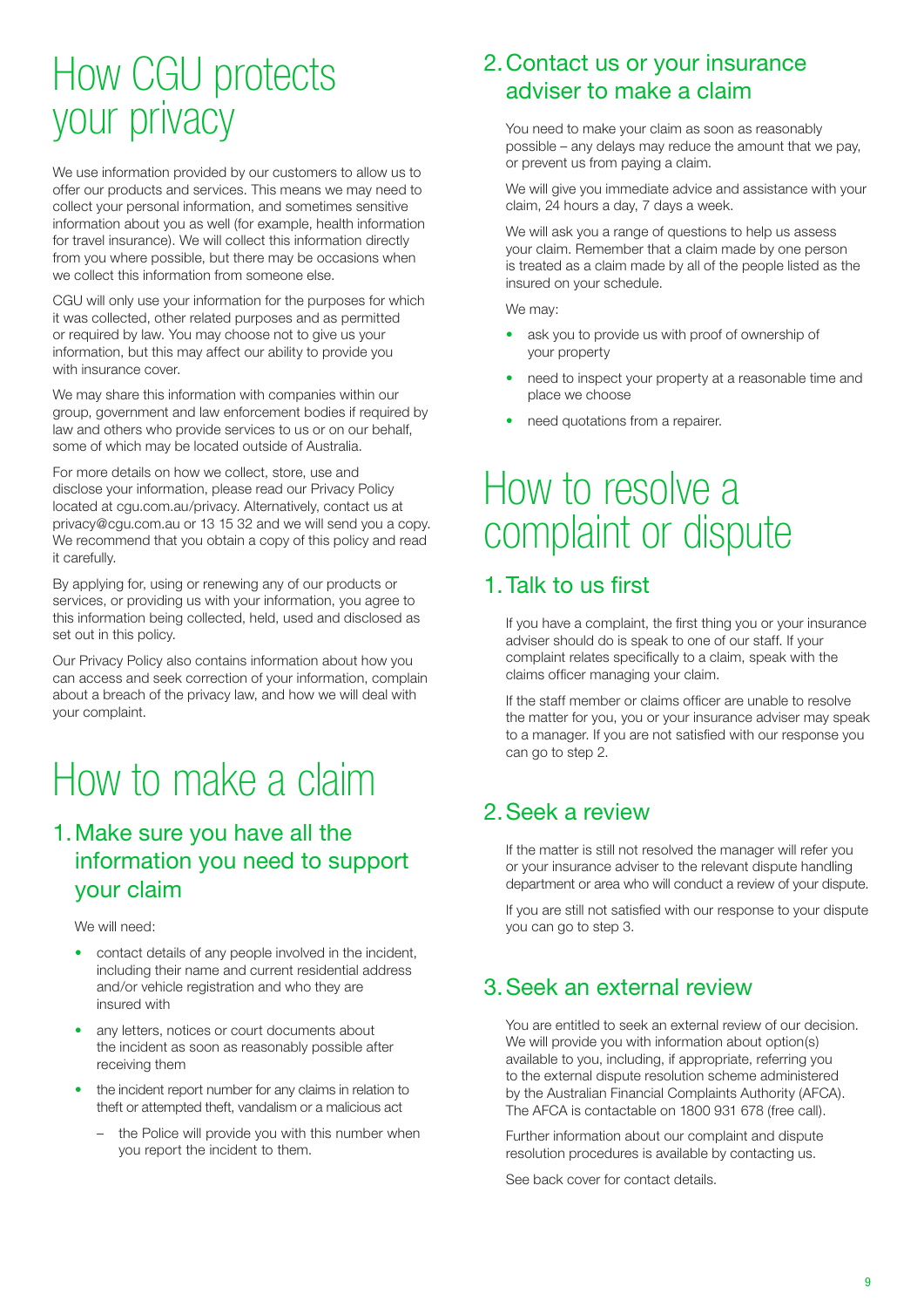# How CGU protects your privacy

We use information provided by our customers to allow us to offer our products and services. This means we may need to collect your personal information, and sometimes sensitive information about you as well (for example, health information for travel insurance). We will collect this information directly from you where possible, but there may be occasions when we collect this information from someone else.

CGU will only use your information for the purposes for which it was collected, other related purposes and as permitted or required by law. You may choose not to give us your information, but this may affect our ability to provide you with insurance cover.

We may share this information with companies within our group, government and law enforcement bodies if required by law and others who provide services to us or on our behalf, some of which may be located outside of Australia.

For more details on how we collect, store, use and disclose your information, please read our Privacy Policy located at cgu.com.au/privacy. Alternatively, contact us at privacy@cgu.com.au or 13 15 32 and we will send you a copy. We recommend that you obtain a copy of this policy and read it carefully.

By applying for, using or renewing any of our products or services, or providing us with your information, you agree to this information being collected, held, used and disclosed as set out in this policy.

Our Privacy Policy also contains information about how you can access and seek correction of your information, complain about a breach of the privacy law, and how we will deal with your complaint.

# How to make a claim

## 1. Make sure you have all the information you need to support your claim

We will need:

- contact details of any people involved in the incident, including their name and current residential address and/or vehicle registration and who they are insured with
- any letters, notices or court documents about the incident as soon as reasonably possible after receiving them
- the incident report number for any claims in relation to theft or attempted theft, vandalism or a malicious act
  - the Police will provide you with this number when you report the incident to them.

## 2. Contact us or your insurance adviser to make a claim

You need to make your claim as soon as reasonably possible – any delays may reduce the amount that we pay, or prevent us from paying a claim.

We will give you immediate advice and assistance with your claim, 24 hours a day, 7 days a week.

We will ask you a range of questions to help us assess your claim. Remember that a claim made by one person is treated as a claim made by all of the people listed as the insured on your schedule.

We may:

- ask you to provide us with proof of ownership of your property
- need to inspect your property at a reasonable time and place we choose
- need quotations from a repairer.

# How to resolve a complaint or dispute

## 1. Talk to us first

If you have a complaint, the first thing you or your insurance adviser should do is speak to one of our staff. If your complaint relates specifically to a claim, speak with the claims officer managing your claim.

If the staff member or claims officer are unable to resolve the matter for you, you or your insurance adviser may speak to a manager. If you are not satisfied with our response you can go to step 2.

## 2. Seek a review

If the matter is still not resolved the manager will refer you or your insurance adviser to the relevant dispute handling department or area who will conduct a review of your dispute.

If you are still not satisfied with our response to your dispute you can go to step 3.

## 3. Seek an external review

You are entitled to seek an external review of our decision. We will provide you with information about option(s) available to you, including, if appropriate, referring you to the external dispute resolution scheme administered by the Australian Financial Complaints Authority (AFCA). The AFCA is contactable on 1800 931 678 (free call).

Further information about our complaint and dispute resolution procedures is available by contacting us.

See back cover for contact details.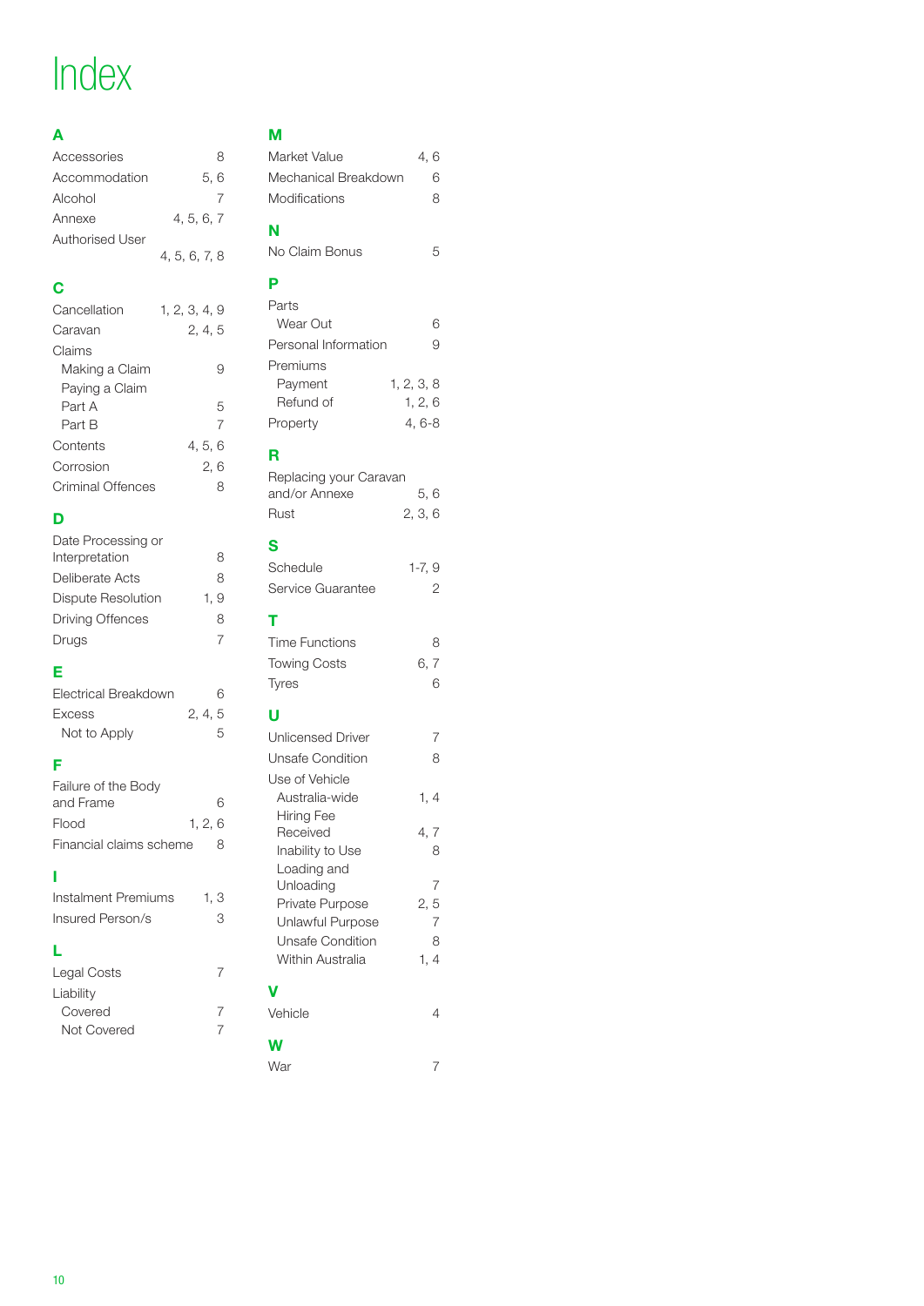# Index

## A

Accessories 8
Accommodation 5, 6
Alcohol 7
Annexe 4, 5, 6, 7
Authorised User 4, 5, 6, 7, 8

## C

Cancellation 1, 2, 3, 4, 9
Caravan 2, 4, 5
Claims
- Making a Claim 9
- Paying a Claim
- Part A 5
- Part B 7

Contents 4, 5, 6
Corrosion 2, 6
Criminal Offences 8

## D

Date Processing or Interpretation 8
Deliberate Acts 8
Dispute Resolution 1, 9
Driving Offences 8
Drugs 7

## E

Electrical Breakdown 6
Excess 2, 4, 5
- Not to Apply 5

## F

Failure of the Body and Frame 6
Flood 1, 2, 6
Financial claims scheme 8

## I

Instalment Premiums 1, 3
Insured Person/s 3

## L

Legal Costs 7
Liability
- Covered 7
- Not Covered 7

## M

Market Value 4, 6
Mechanical Breakdown 6
Modifications 8

## N

No Claim Bonus 5

## P

Parts
- Wear Out 6

Personal Information 9
Premiums
- Payment 1, 2, 3, 8
- Refund of 1, 2, 6

Property 4, 6-8

## R

Replacing your Caravan and/or Annexe 5, 6
Rust 2, 3, 6

## S

Schedule 1-7, 9
Service Guarantee 2

## T

Time Functions 8
Towing Costs 6, 7
Tyres 6

## U

Unlicensed Driver 7
Unsafe Condition 8
Use of Vehicle
- Australia-wide 1, 4
- Hiring Fee Received 4, 7
- Inability to Use 8
- Loading and Unloading 7
- Private Purpose 2, 5
- Unlawful Purpose 7
- Unsafe Condition 8
- Within Australia 1, 4

## V

Vehicle 4

## W

War 7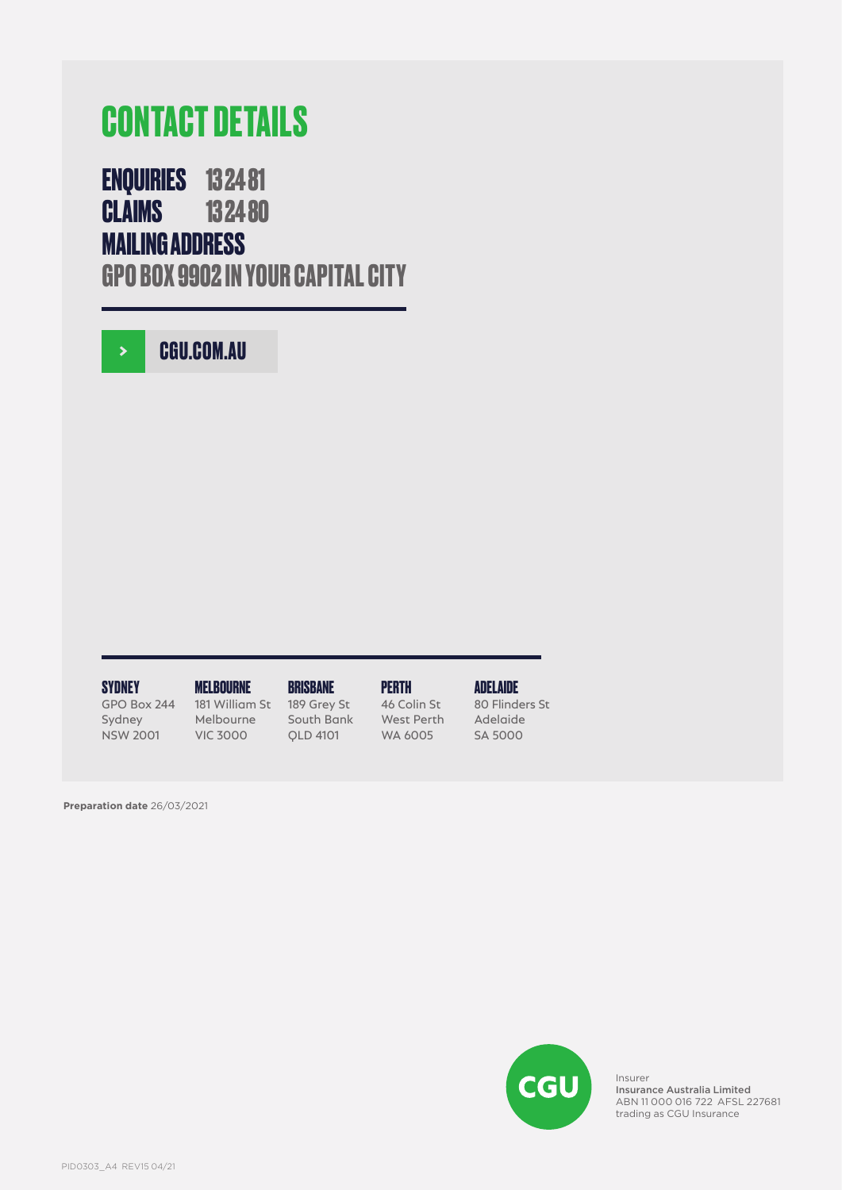# CONTACT DETAILS

## ENQUIRIES 13 24 81
## CLAIMS 13 24 80
## MAILING ADDRESS
## GPO BOX 9902 IN YOUR CAPITAL CITY

CGU.COM.AU

**SYDNEY**
GPO Box 244
Sydney
NSW 2001

**MELBOURNE**
181 William St
Melbourne
VIC 3000

**BRISBANE**
189 Grey St
South Bank
QLD 4101

**PERTH**
46 Colin St
West Perth
WA 6005

**ADELAIDE**
80 Flinders St
Adelaide
SA 5000

**Preparation date** 26/03/2021

CGU

Insurer
**Insurance Australia Limited**
ABN 11 000 016 722 AFSL 227681
trading as CGU Insurance

PID0303_A4 REV15 04/21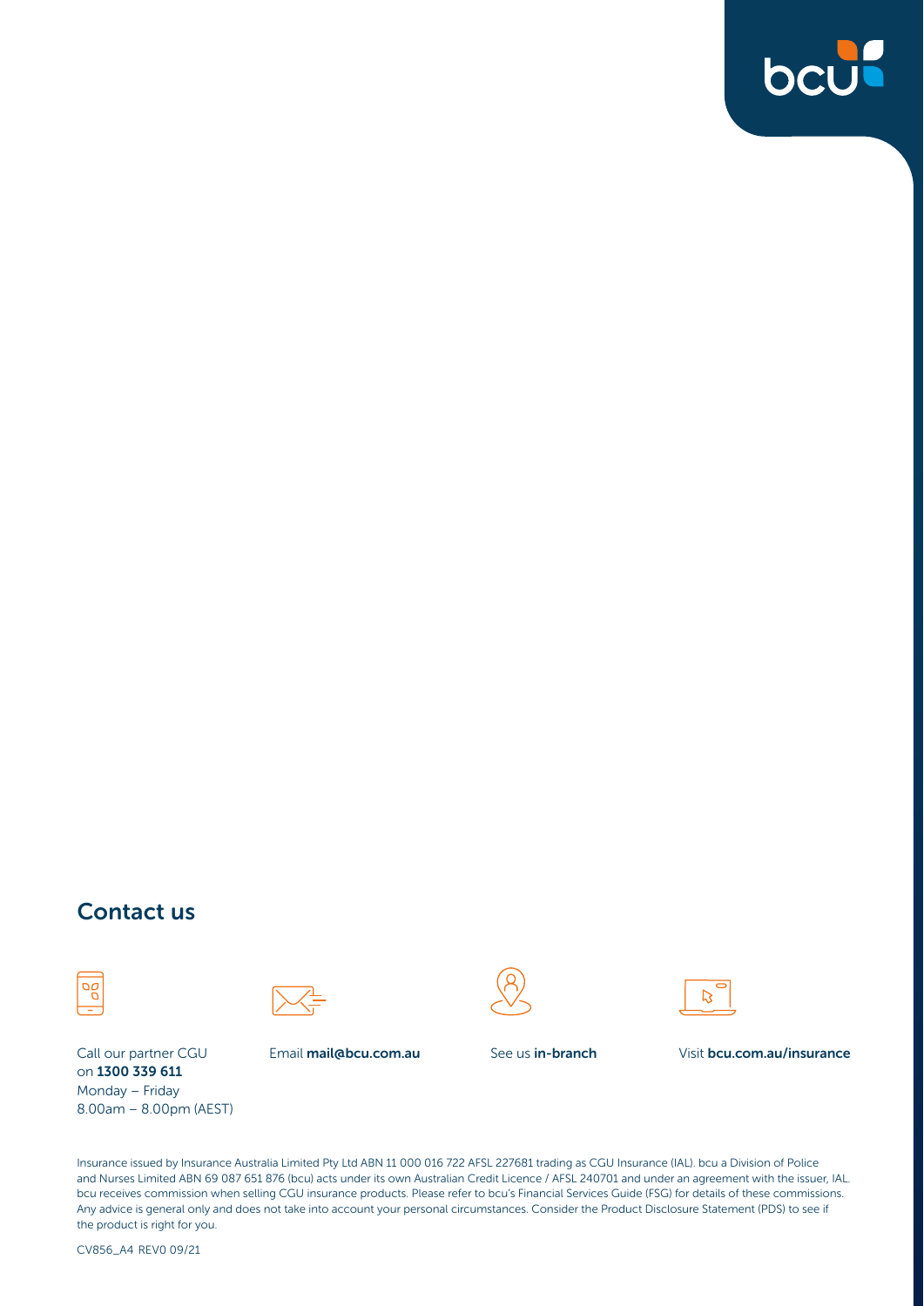## Contact us

Call our partner CGU on **1300 339 611**
Monday – Friday
8.00am – 8.00pm (AEST)

Email **mail@bcu.com.au**

See us **in-branch**

Visit **bcu.com.au/insurance**

Insurance issued by Insurance Australia Limited Pty Ltd ABN 11 000 016 722 AFSL 227681 trading as CGU Insurance (IAL). bcu a Division of Police and Nurses Limited ABN 69 087 651 876 (bcu) acts under its own Australian Credit Licence / AFSL 240701 and under an agreement with the issuer, IAL. bcu receives commission when selling CGU insurance products. Please refer to bcu's Financial Services Guide (FSG) for details of these commissions. Any advice is general only and does not take into account your personal circumstances. Consider the Product Disclosure Statement (PDS) to see if the product is right for you.

CV856_A4 REV0 09/21